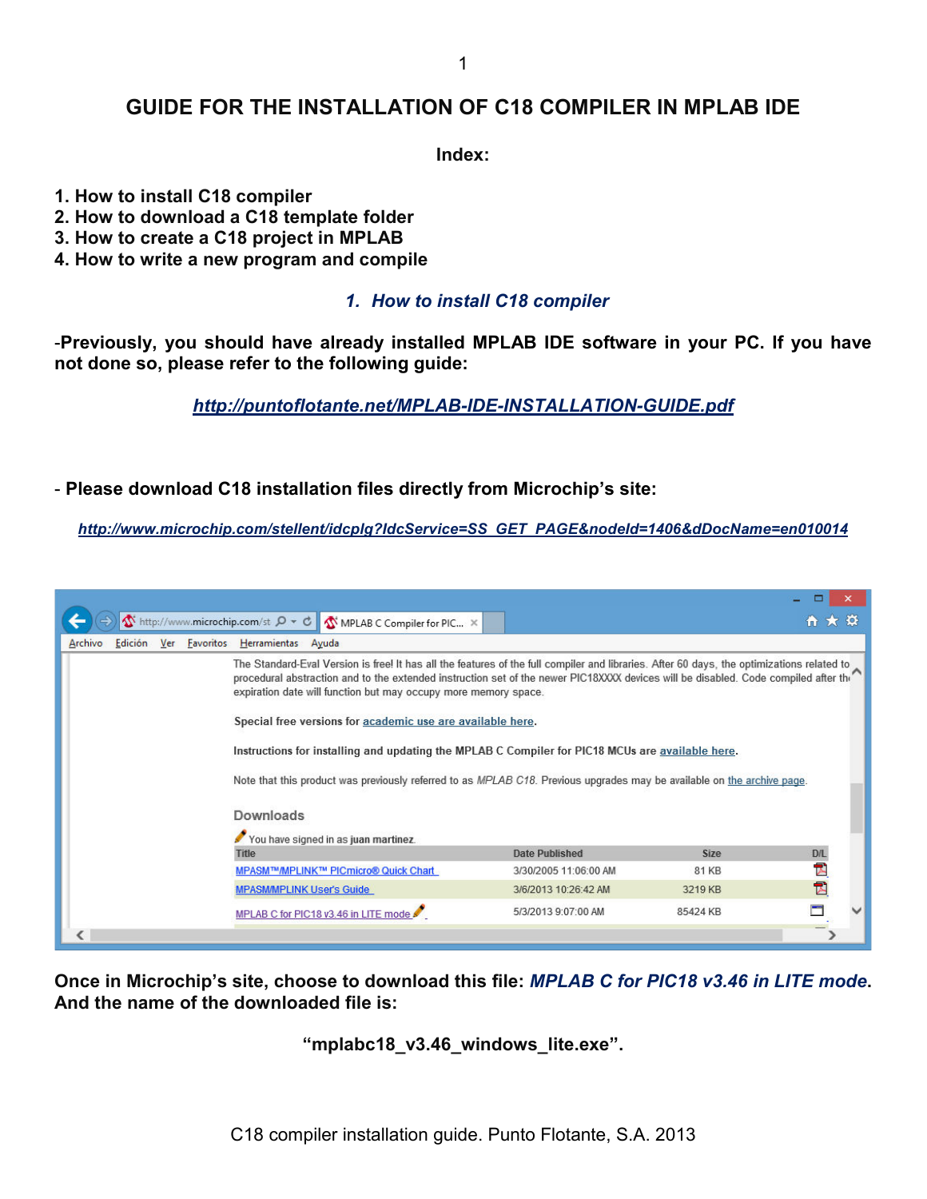# GUIDE FOR THE INSTALLATION OF C18 COMPILER IN MPLAB IDE

**Index:**

1. **How to install C18 compiler**
2. **How to download a C18 template folder**
3. **How to create a C18 project in MPLAB**
4. **How to write a new program and compile**

## *1. How to install C18 compiler*

**-Previously, you should have already installed MPLAB IDE software in your PC. If you have not done so, please refer to the following guide:**

***http://puntoflotante.net/MPLAB-IDE-INSTALLATION-GUIDE.pdf***

**- Please download C18 installation files directly from Microchip's site:**

***http://www.microchip.com/stellent/idcplg?IdcService=SS_GET_PAGE&nodeId=1406&dDocName=en010014***

**Once in Microchip's site, choose to download this file: *MPLAB C for PIC18 v3.46 in LITE mode*. And the name of the downloaded file is:**

**"mplabc18_v3.46_windows_lite.exe".**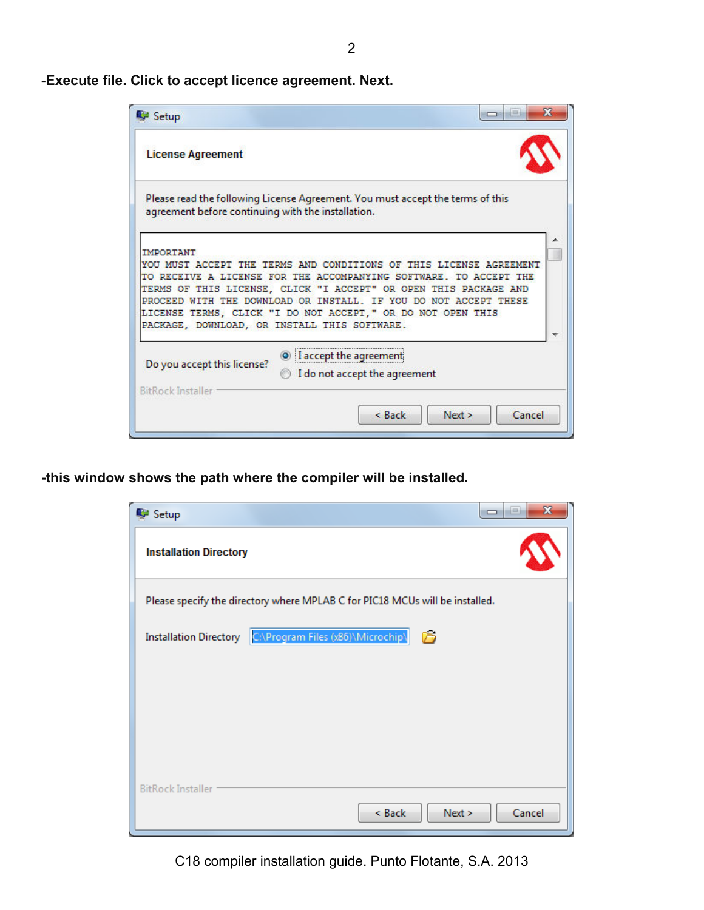-**Execute file. Click to accept licence agreement. Next.**

Setup

**License Agreement**

Please read the following License Agreement. You must accept the terms of this agreement before continuing with the installation.

```
IMPORTANT
YOU MUST ACCEPT THE TERMS AND CONDITIONS OF THIS LICENSE AGREEMENT
TO RECEIVE A LICENSE FOR THE ACCOMPANYING SOFTWARE. TO ACCEPT THE
TERMS OF THIS LICENSE, CLICK "I ACCEPT" OR OPEN THIS PACKAGE AND
PROCEED WITH THE DOWNLOAD OR INSTALL. IF YOU DO NOT ACCEPT THESE
LICENSE TERMS, CLICK "I DO NOT ACCEPT," OR DO NOT OPEN THIS
PACKAGE, DOWNLOAD, OR INSTALL THIS SOFTWARE.
```

Do you accept this license?
- (•) I accept the agreement
- ( ) I do not accept the agreement

BitRock Installer

< Back | Next > | Cancel

-**this window shows the path where the compiler will be installed.**

Setup

**Installation Directory**

Please specify the directory where MPLAB C for PIC18 MCUs will be installed.

Installation Directory: C:\Program Files (x86)\Microchip\

BitRock Installer

< Back | Next > | Cancel

C18 compiler installation guide. Punto Flotante, S.A. 2013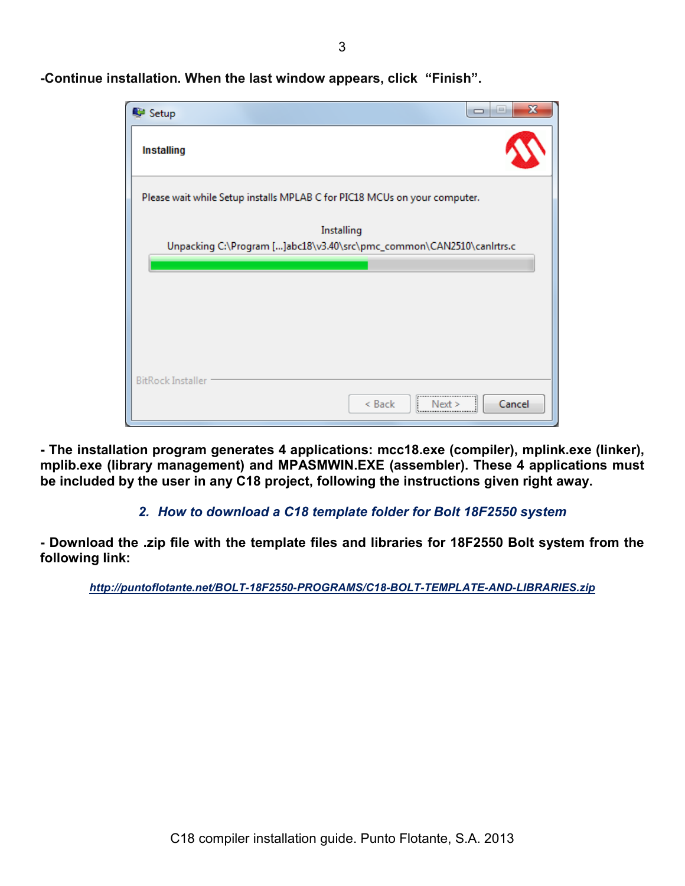**-Continue installation. When the last window appears, click "Finish".**

**- The installation program generates 4 applications: mcc18.exe (compiler), mplink.exe (linker), mplib.exe (library management) and MPASMWIN.EXE (assembler). These 4 applications must be included by the user in any C18 project, following the instructions given right away.**

## *2. How to download a C18 template folder for Bolt 18F2550 system*

**- Download the .zip file with the template files and libraries for 18F2550 Bolt system from the following link:**

***http://puntoflotante.net/BOLT-18F2550-PROGRAMS/C18-BOLT-TEMPLATE-AND-LIBRARIES.zip***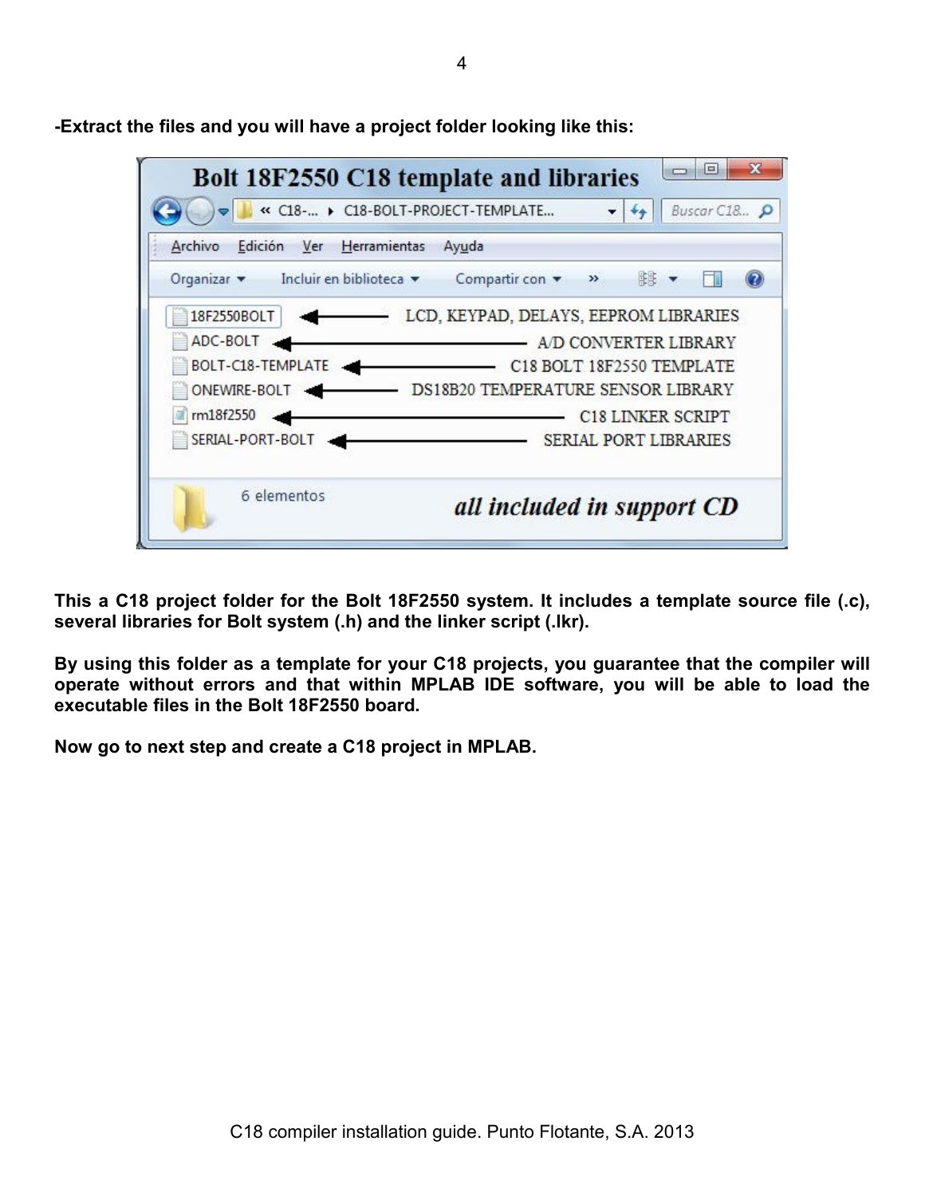**-Extract the files and you will have a project folder looking like this:**

**This a C18 project folder for the Bolt 18F2550 system. It includes a template source file (.c), several libraries for Bolt system (.h) and the linker script (.lkr).**

**By using this folder as a template for your C18 projects, you guarantee that the compiler will operate without errors and that within MPLAB IDE software, you will be able to load the executable files in the Bolt 18F2550 board.**

**Now go to next step and create a C18 project in MPLAB.**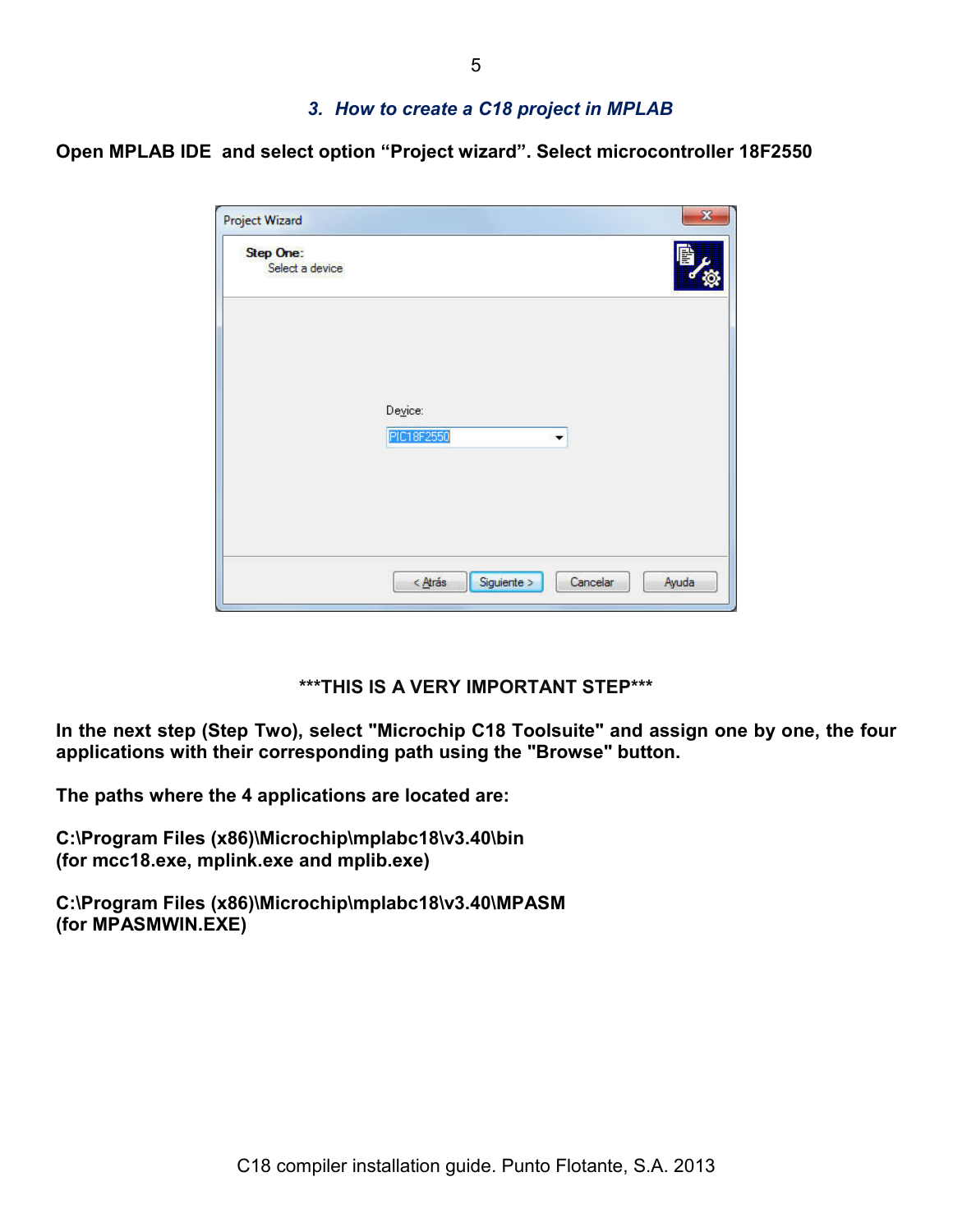### *3. How to create a C18 project in MPLAB*

**Open MPLAB IDE and select option “Project wizard”. Select microcontroller 18F2550**

**\*\*\*THIS IS A VERY IMPORTANT STEP\*\*\***

**In the next step (Step Two), select "Microchip C18 Toolsuite" and assign one by one, the four applications with their corresponding path using the "Browse" button.**

**The paths where the 4 applications are located are:**

**C:\Program Files (x86)\Microchip\mplabc18\v3.40\bin**
**(for mcc18.exe, mplink.exe and mplib.exe)**

**C:\Program Files (x86)\Microchip\mplabc18\v3.40\MPASM**
**(for MPASMWIN.EXE)**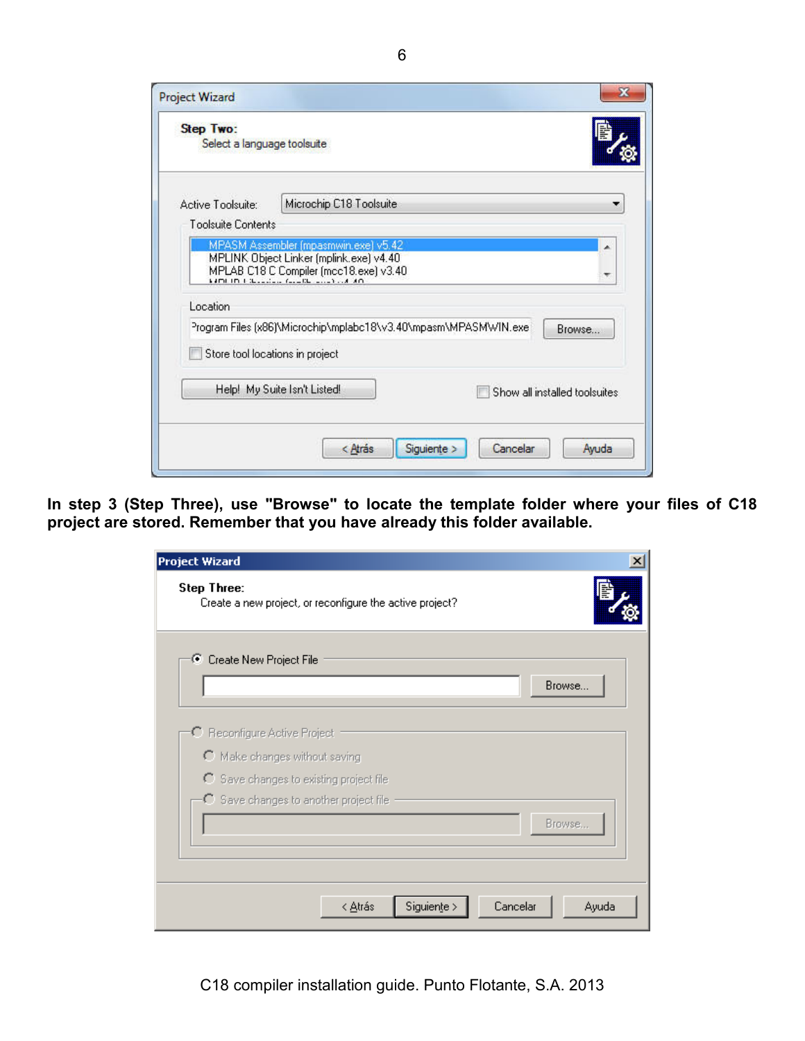**In step 3 (Step Three), use "Browse" to locate the template folder where your files of C18 project are stored. Remember that you have already this folder available.**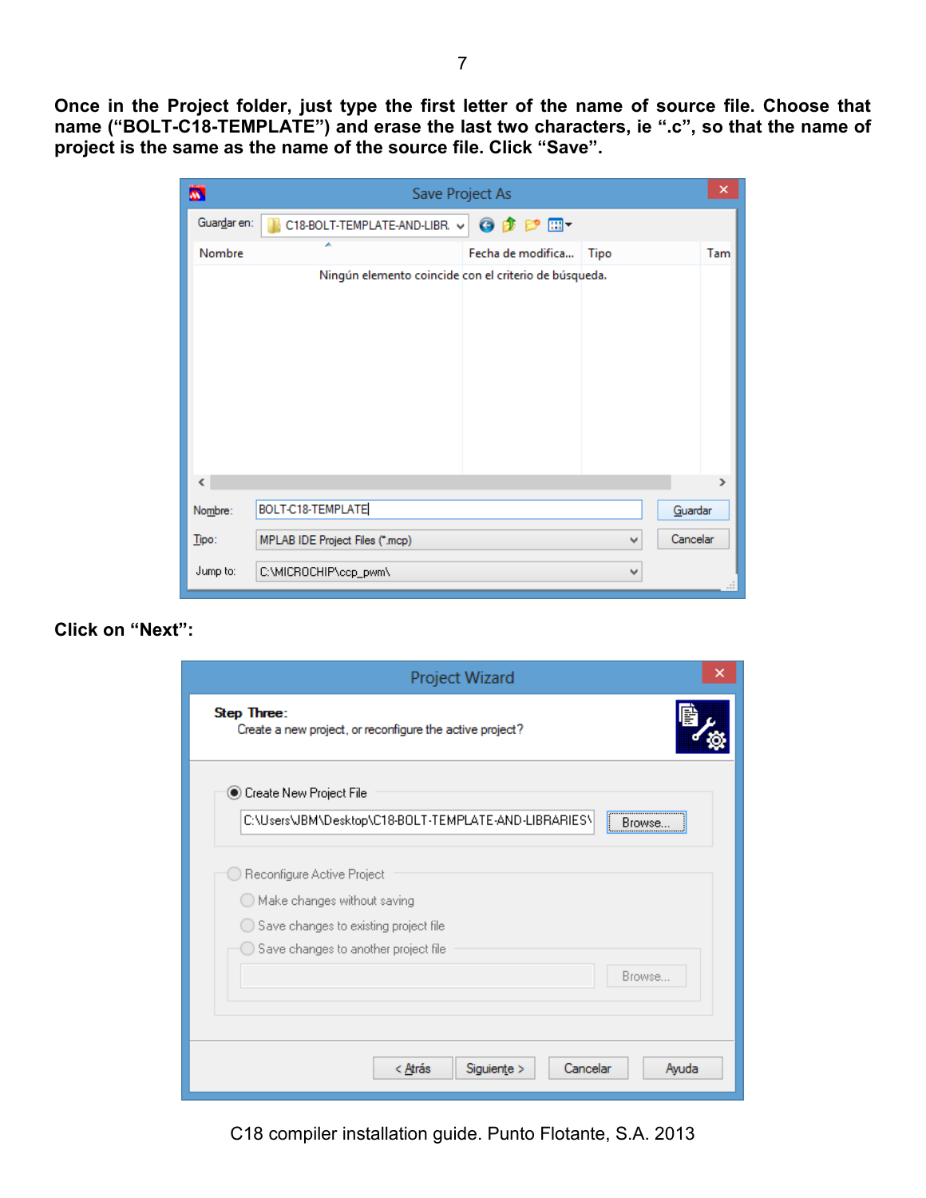**Once in the Project folder, just type the first letter of the name of source file. Choose that name ("BOLT-C18-TEMPLATE") and erase the last two characters, ie ".c", so that the name of project is the same as the name of the source file. Click "Save".**

**Click on "Next":**

C18 compiler installation guide. Punto Flotante, S.A. 2013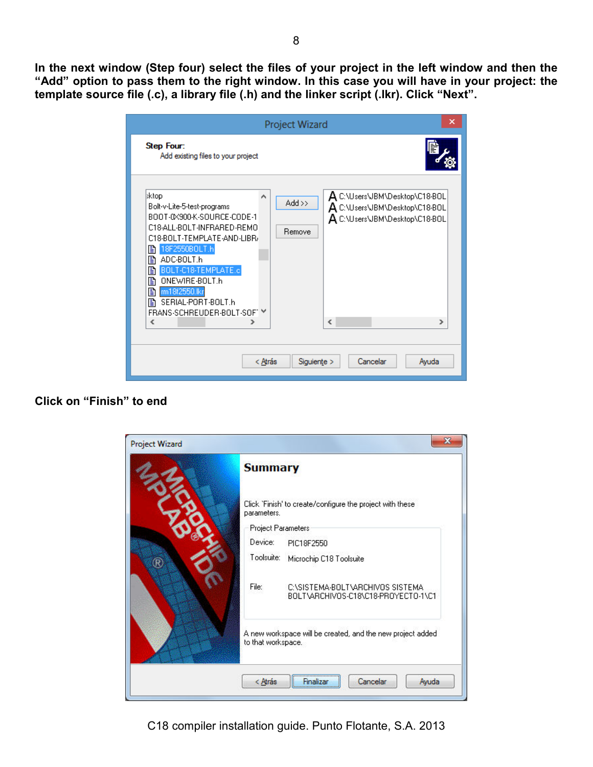**In the next window (Step four) select the files of your project in the left window and then the “Add” option to pass them to the right window. In this case you will have in your project: the template source file (.c), a library file (.h) and the linker script (.lkr). Click “Next”.**

**Click on “Finish” to end**

C18 compiler installation guide. Punto Flotante, S.A. 2013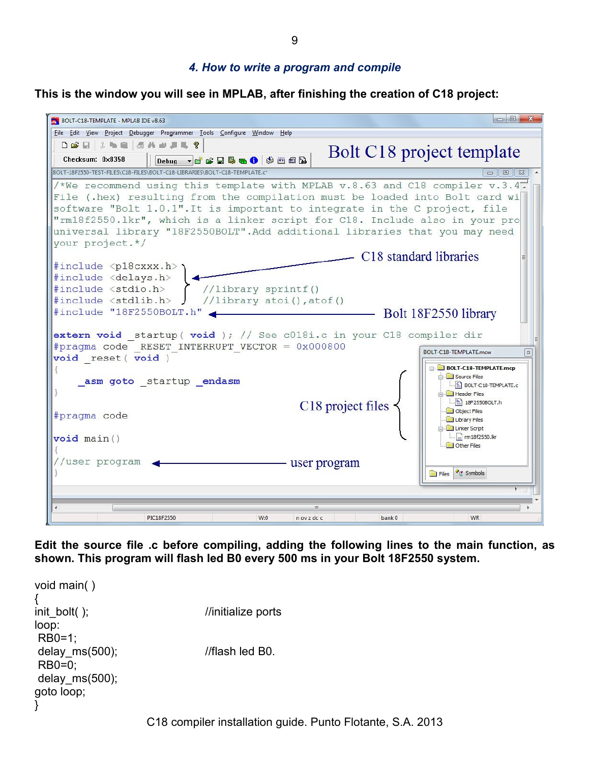### *4. How to write a program and compile*

**This is the window you will see in MPLAB, after finishing the creation of C18 project:**

```
/*We recommend using this template with MPLAB v.8.63 and C18 compiler v.3.4
File (.hex) resulting from the compilation must be loaded into Bolt card wi
software "Bolt 1.0.1".It is important to integrate in the C project, file
"rm18f2550.lkr", which is a linker script for C18. Include also in your pro
universal library "18F2550BOLT".Add additional libraries that you may need
your project.*/

#include <p18cxxx.h>
#include <delays.h>
#include <stdio.h>      //library sprintf()
#include <stdlib.h>     //library atoi(),atof()
#include "18F2550BOLT.h"

extern void _startup( void ); // See c018i.c in your C18 compiler dir
#pragma code _RESET_INTERRUPT_VECTOR = 0x000800
void _reset( void )
{
    _asm goto _startup _endasm
}

#pragma code

void main()
{
//user program
}
```

**Edit the source file .c before compiling, adding the following lines to the main function, as shown. This program will flash led B0 every 500 ms in your Bolt 18F2550 system.**

```
void main( )
{
init_bolt( );                //initialize ports
loop:
 RB0=1;
 delay_ms(500);              //flash led B0.
 RB0=0;
 delay_ms(500);
goto loop;
}
```

C18 compiler installation guide. Punto Flotante, S.A. 2013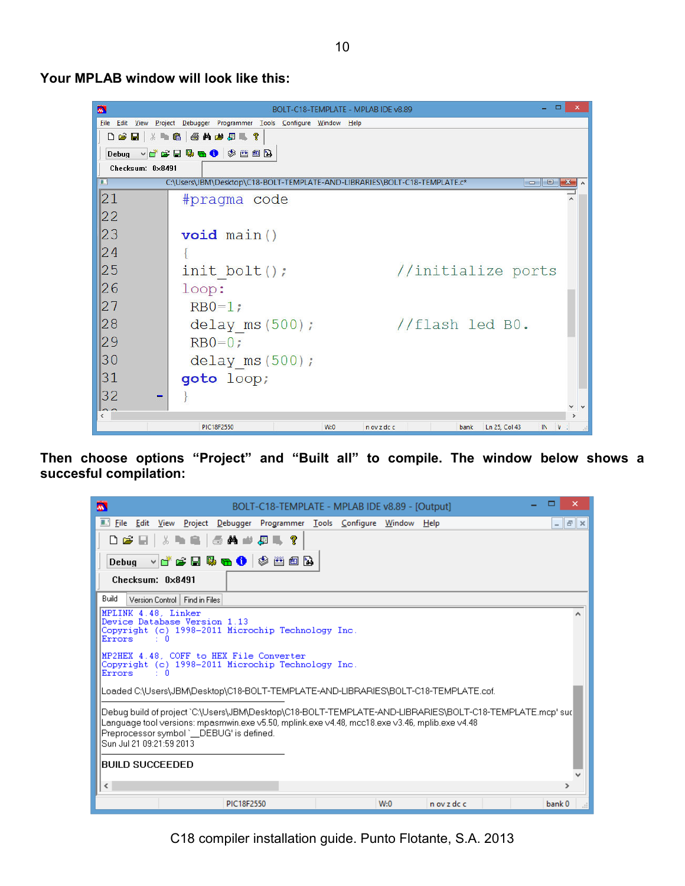**Your MPLAB window will look like this:**

BOLT-C18-TEMPLATE - MPLAB IDE v8.89

```
21  #pragma code
22
23  void main()
24  {
25  init_bolt();            //initialize ports
26  loop:
27   RB0=1;
28   delay_ms(500);         //flash led B0.
29   RB0=0;
30   delay_ms(500);
31  goto loop;
32  }
```

**Then choose options "Project" and "Built all" to compile. The window below shows a succesful compilation:**

BOLT-C18-TEMPLATE - MPLAB IDE v8.89 - [Output]

```
MPLINK 4.48, Linker
Device Database Version 1.13
Copyright (c) 1998-2011 Microchip Technology Inc.
Errors    : 0

MP2HEX 4.48, COFF to HEX File Converter
Copyright (c) 1998-2011 Microchip Technology Inc.
Errors    : 0

Loaded C:\Users\JBM\Desktop\C18-BOLT-TEMPLATE-AND-LIBRARIES\BOLT-C18-TEMPLATE.cof.

Debug build of project `C:\Users\JBM\Desktop\C18-BOLT-TEMPLATE-AND-LIBRARIES\BOLT-C18-TEMPLATE.mcp' suc
Language tool versions: mpasmwin.exe v5.50, mplink.exe v4.48, mcc18.exe v3.46, mplib.exe v4.48
Preprocessor symbol `__DEBUG' is defined.
Sun Jul 21 09:21:59 2013

BUILD SUCCEEDED
```

C18 compiler installation guide. Punto Flotante, S.A. 2013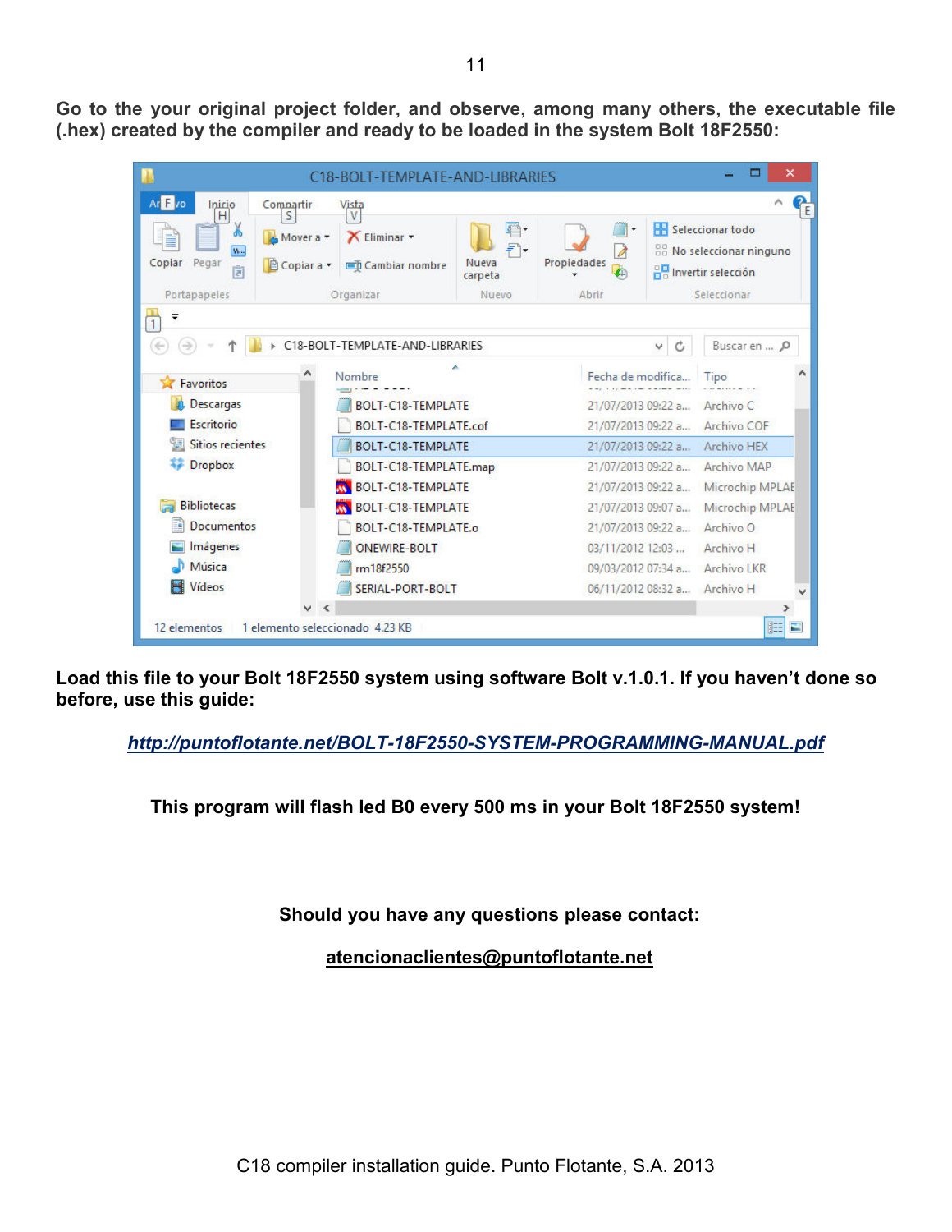**Go to the your original project folder, and observe, among many others, the executable file (.hex) created by the compiler and ready to be loaded in the system Bolt 18F2550:**

**Load this file to your Bolt 18F2550 system using software Bolt v.1.0.1. If you haven't done so before, use this guide:**

***http://puntoflotante.net/BOLT-18F2550-SYSTEM-PROGRAMMING-MANUAL.pdf***

**This program will flash led B0 every 500 ms in your Bolt 18F2550 system!**

**Should you have any questions please contact:**

**atencionaclientes@puntoflotante.net**

C18 compiler installation guide. Punto Flotante, S.A. 2013